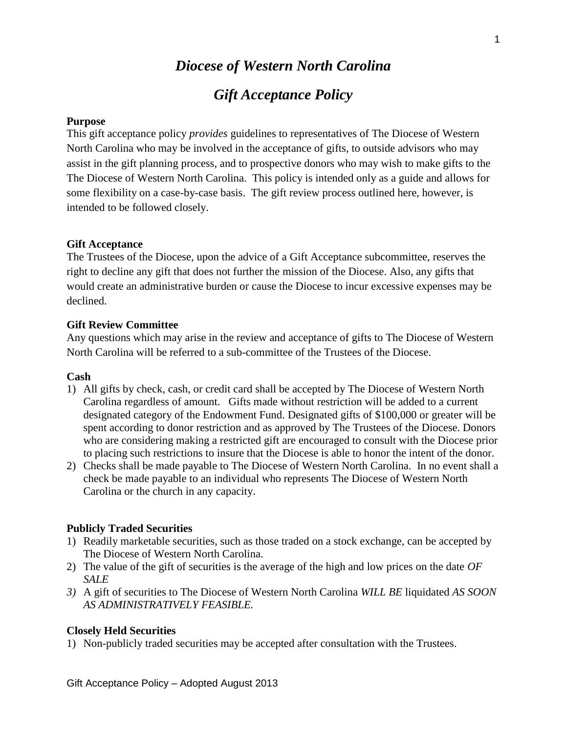# *Diocese of Western North Carolina*

## *Gift Acceptance Policy*

**Purpose**

This gift acceptance policy *provides* guidelines to representatives of The Diocese of Western North Carolina who may be involved in the acceptance of gifts, to outside advisors who may assist in the gift planning process, and to prospective donors who may wish to make gifts to the The Diocese of Western North Carolina. This policy is intended only as a guide and allows for some flexibility on a case-by-case basis. The gift review process outlined here, however, is intended to be followed closely.

**Gift Acceptance**

The Trustees of the Diocese, upon the advice of a Gift Acceptance subcommittee, reserves the right to decline any gift that does not further the mission of the Diocese. Also, any gifts that would create an administrative burden or cause the Diocese to incur excessive expenses may be declined.

**Gift Review Committee**

Any questions which may arise in the review and acceptance of gifts to The Diocese of Western North Carolina will be referred to a sub-committee of the Trustees of the Diocese.

**Cash**

1) All gifts by check, cash, or credit card shall be accepted by The Diocese of Western North Carolina regardless of amount. Gifts made without restriction will be added to a current designated category of the Endowment Fund. Designated gifts of $100,000 or greater will be spent according to donor restriction and as approved by The Trustees of the Diocese. Donors who are considering making a restricted gift are encouraged to consult with the Diocese prior to placing such restrictions to insure that the Diocese is able to honor the intent of the donor.
2) Checks shall be made payable to The Diocese of Western North Carolina. In no event shall a check be made payable to an individual who represents The Diocese of Western North Carolina or the church in any capacity.

**Publicly Traded Securities**

1) Readily marketable securities, such as those traded on a stock exchange, can be accepted by The Diocese of Western North Carolina.
2) The value of the gift of securities is the average of the high and low prices on the date *OF SALE*
3) A gift of securities to The Diocese of Western North Carolina *WILL BE* liquidated *AS SOON AS ADMINISTRATIVELY FEASIBLE.*

**Closely Held Securities**

1) Non-publicly traded securities may be accepted after consultation with the Trustees.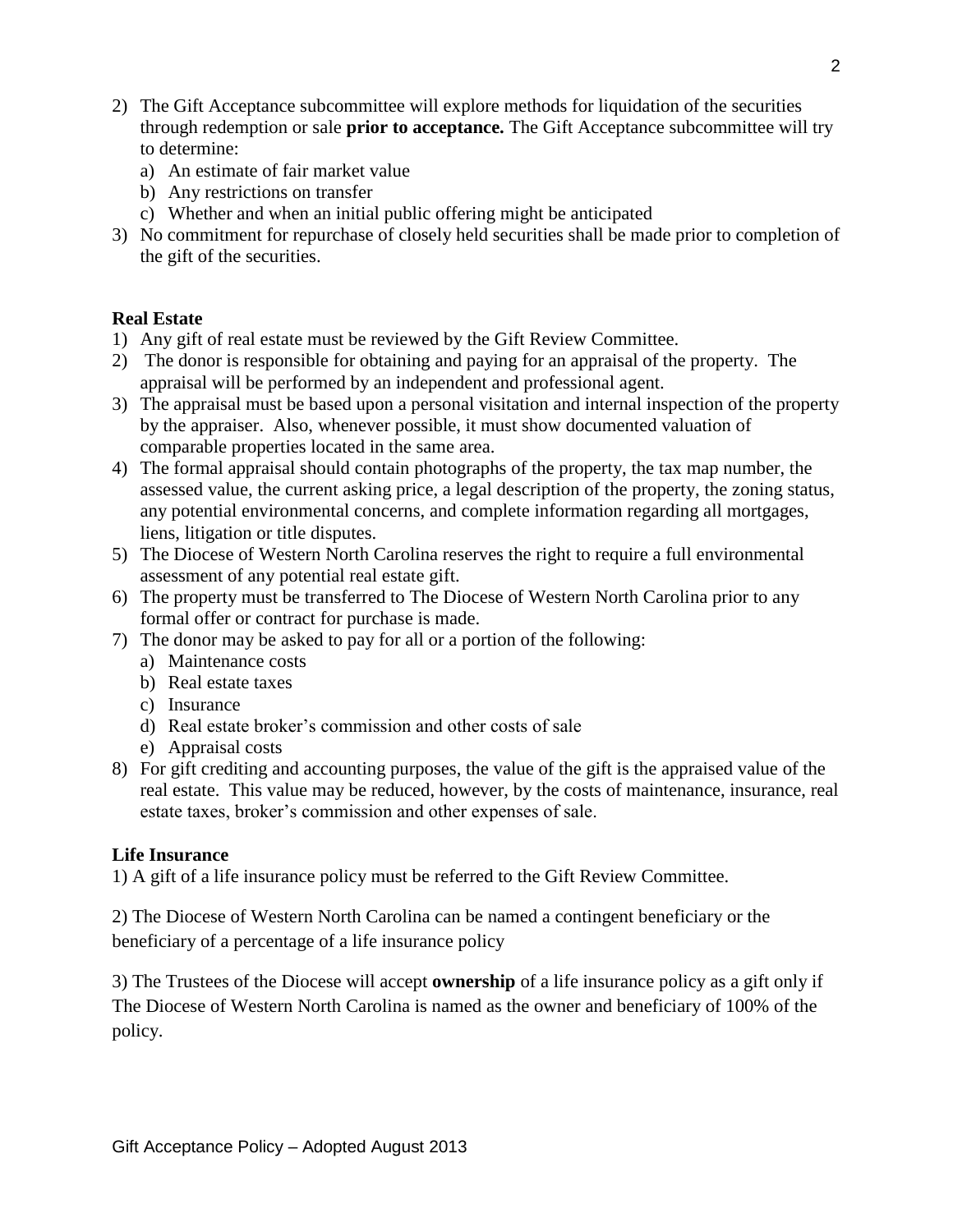2) The Gift Acceptance subcommittee will explore methods for liquidation of the securities through redemption or sale **prior to acceptance.** The Gift Acceptance subcommittee will try to determine:
   a) An estimate of fair market value
   b) Any restrictions on transfer
   c) Whether and when an initial public offering might be anticipated
3) No commitment for repurchase of closely held securities shall be made prior to completion of the gift of the securities.

**Real Estate**

1) Any gift of real estate must be reviewed by the Gift Review Committee.
2) The donor is responsible for obtaining and paying for an appraisal of the property. The appraisal will be performed by an independent and professional agent.
3) The appraisal must be based upon a personal visitation and internal inspection of the property by the appraiser. Also, whenever possible, it must show documented valuation of comparable properties located in the same area.
4) The formal appraisal should contain photographs of the property, the tax map number, the assessed value, the current asking price, a legal description of the property, the zoning status, any potential environmental concerns, and complete information regarding all mortgages, liens, litigation or title disputes.
5) The Diocese of Western North Carolina reserves the right to require a full environmental assessment of any potential real estate gift.
6) The property must be transferred to The Diocese of Western North Carolina prior to any formal offer or contract for purchase is made.
7) The donor may be asked to pay for all or a portion of the following:
   a) Maintenance costs
   b) Real estate taxes
   c) Insurance
   d) Real estate broker's commission and other costs of sale
   e) Appraisal costs
8) For gift crediting and accounting purposes, the value of the gift is the appraised value of the real estate. This value may be reduced, however, by the costs of maintenance, insurance, real estate taxes, broker's commission and other expenses of sale.

**Life Insurance**

1) A gift of a life insurance policy must be referred to the Gift Review Committee.

2) The Diocese of Western North Carolina can be named a contingent beneficiary or the beneficiary of a percentage of a life insurance policy

3) The Trustees of the Diocese will accept **ownership** of a life insurance policy as a gift only if The Diocese of Western North Carolina is named as the owner and beneficiary of 100% of the policy.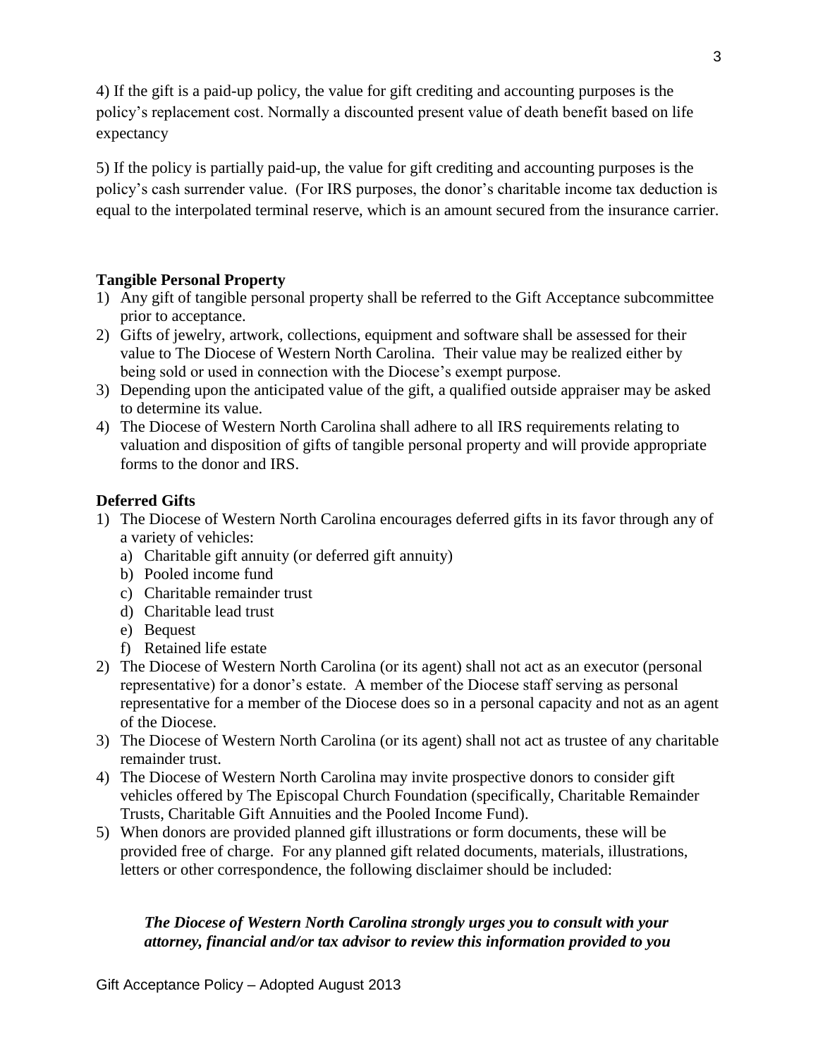4) If the gift is a paid-up policy, the value for gift crediting and accounting purposes is the policy's replacement cost. Normally a discounted present value of death benefit based on life expectancy

5) If the policy is partially paid-up, the value for gift crediting and accounting purposes is the policy's cash surrender value. (For IRS purposes, the donor's charitable income tax deduction is equal to the interpolated terminal reserve, which is an amount secured from the insurance carrier.

**Tangible Personal Property**

1) Any gift of tangible personal property shall be referred to the Gift Acceptance subcommittee prior to acceptance.
2) Gifts of jewelry, artwork, collections, equipment and software shall be assessed for their value to The Diocese of Western North Carolina. Their value may be realized either by being sold or used in connection with the Diocese's exempt purpose.
3) Depending upon the anticipated value of the gift, a qualified outside appraiser may be asked to determine its value.
4) The Diocese of Western North Carolina shall adhere to all IRS requirements relating to valuation and disposition of gifts of tangible personal property and will provide appropriate forms to the donor and IRS.

**Deferred Gifts**

1) The Diocese of Western North Carolina encourages deferred gifts in its favor through any of a variety of vehicles:
   a) Charitable gift annuity (or deferred gift annuity)
   b) Pooled income fund
   c) Charitable remainder trust
   d) Charitable lead trust
   e) Bequest
   f) Retained life estate
2) The Diocese of Western North Carolina (or its agent) shall not act as an executor (personal representative) for a donor's estate. A member of the Diocese staff serving as personal representative for a member of the Diocese does so in a personal capacity and not as an agent of the Diocese.
3) The Diocese of Western North Carolina (or its agent) shall not act as trustee of any charitable remainder trust.
4) The Diocese of Western North Carolina may invite prospective donors to consider gift vehicles offered by The Episcopal Church Foundation (specifically, Charitable Remainder Trusts, Charitable Gift Annuities and the Pooled Income Fund).
5) When donors are provided planned gift illustrations or form documents, these will be provided free of charge. For any planned gift related documents, materials, illustrations, letters or other correspondence, the following disclaimer should be included:

   ***The Diocese of Western North Carolina strongly urges you to consult with your attorney, financial and/or tax advisor to review this information provided to you***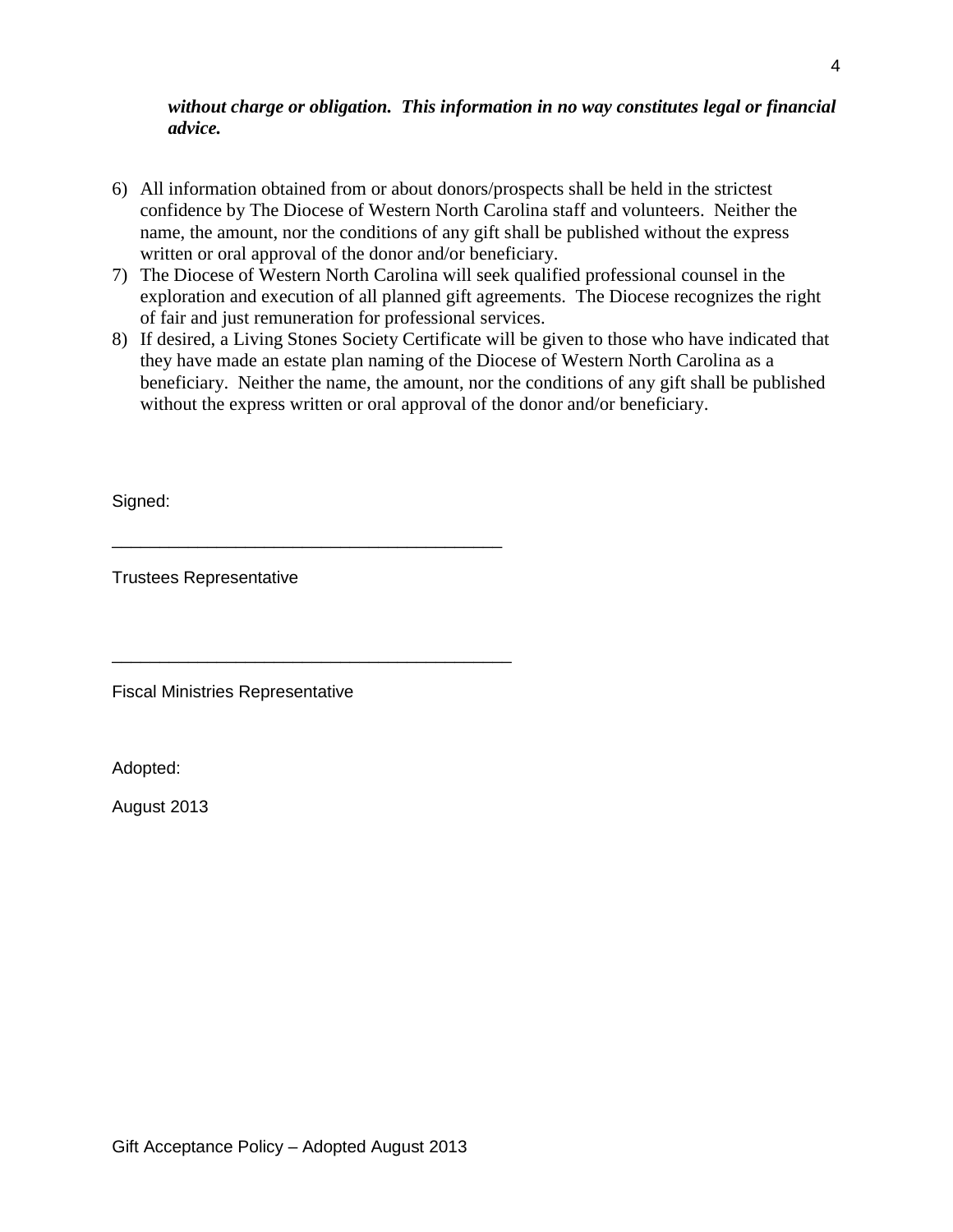***without charge or obligation. This information in no way constitutes legal or financial advice.***

6) All information obtained from or about donors/prospects shall be held in the strictest confidence by The Diocese of Western North Carolina staff and volunteers. Neither the name, the amount, nor the conditions of any gift shall be published without the express written or oral approval of the donor and/or beneficiary.
7) The Diocese of Western North Carolina will seek qualified professional counsel in the exploration and execution of all planned gift agreements. The Diocese recognizes the right of fair and just remuneration for professional services.
8) If desired, a Living Stones Society Certificate will be given to those who have indicated that they have made an estate plan naming of the Diocese of Western North Carolina as a beneficiary. Neither the name, the amount, nor the conditions of any gift shall be published without the express written or oral approval of the donor and/or beneficiary.

Signed:

\_\_\_\_\_\_\_\_\_\_\_\_\_\_\_\_\_\_\_\_\_\_\_\_\_\_\_\_\_\_\_\_\_\_\_\_\_\_\_\_

Trustees Representative

\_\_\_\_\_\_\_\_\_\_\_\_\_\_\_\_\_\_\_\_\_\_\_\_\_\_\_\_\_\_\_\_\_\_\_\_\_\_\_\_

Fiscal Ministries Representative

Adopted:

August 2013